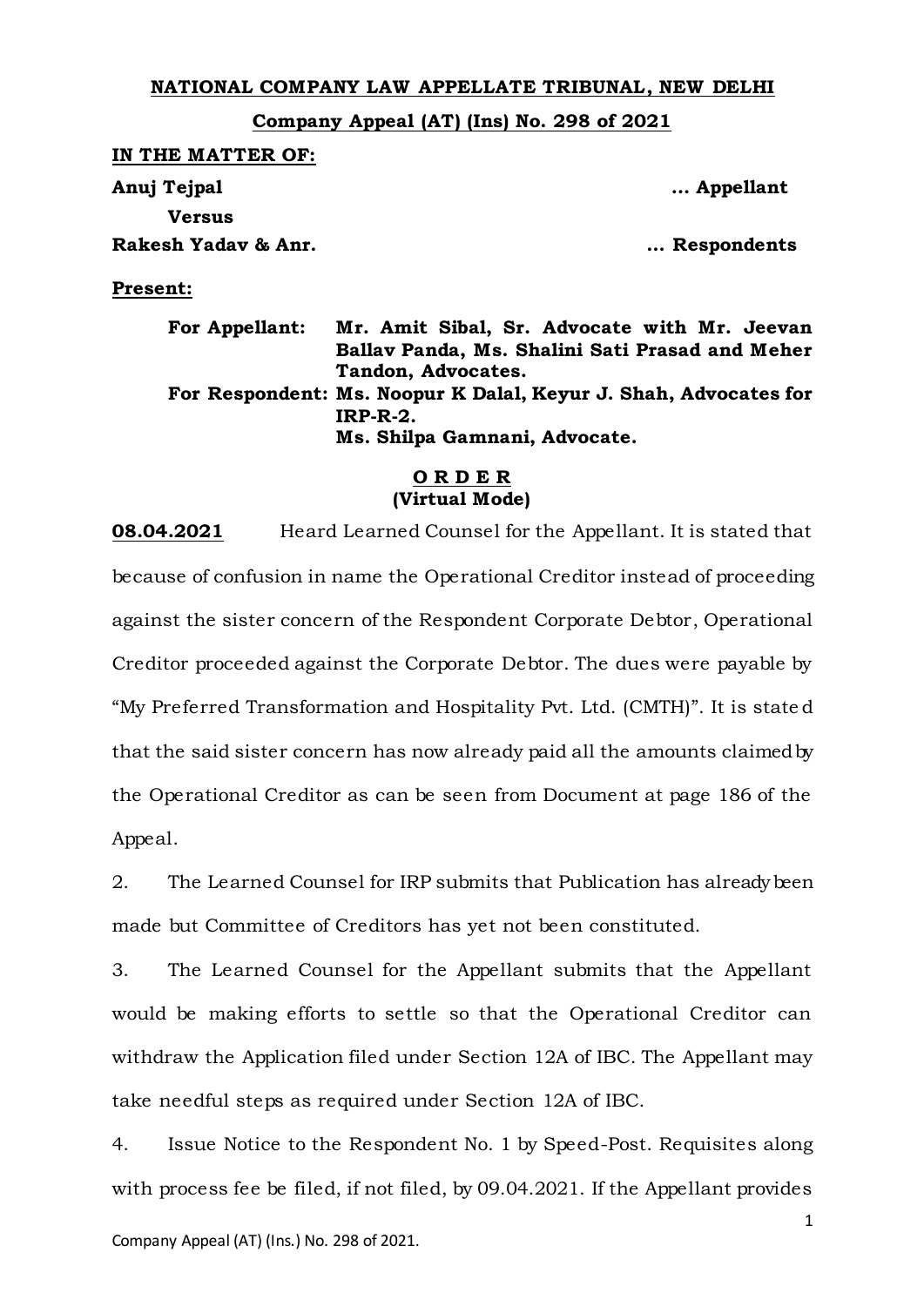**NATIONAL COMPANY LAW APPELLATE TRIBUNAL, NEW DELHI**

**Company Appeal (AT) (Ins) No. 298 of 2021**

**IN THE MATTER OF:**

**Anuj Tejpal** ... **Appellant**

**Versus**

**Rakesh Yadav & Anr.** ... **Respondents**

**Present:**

**For Appellant:** **Mr. Amit Sibal, Sr. Advocate with Mr. Jeevan Ballav Panda, Ms. Shalini Sati Prasad and Meher Tandon, Advocates.**

**For Respondent:** **Ms. Noopur K Dalal, Keyur J. Shah, Advocates for IRP-R-2.**
**Ms. Shilpa Gamnani, Advocate.**

**O R D E R**
**(Virtual Mode)**

**08.04.2021** Heard Learned Counsel for the Appellant. It is stated that because of confusion in name the Operational Creditor instead of proceeding against the sister concern of the Respondent Corporate Debtor, Operational Creditor proceeded against the Corporate Debtor. The dues were payable by "My Preferred Transformation and Hospitality Pvt. Ltd. (CMTH)". It is stated that the said sister concern has now already paid all the amounts claimed by the Operational Creditor as can be seen from Document at page 186 of the Appeal.

2. The Learned Counsel for IRP submits that Publication has already been made but Committee of Creditors has yet not been constituted.

3. The Learned Counsel for the Appellant submits that the Appellant would be making efforts to settle so that the Operational Creditor can withdraw the Application filed under Section 12A of IBC. The Appellant may take needful steps as required under Section 12A of IBC.

4. Issue Notice to the Respondent No. 1 by Speed-Post. Requisites along with process fee be filed, if not filed, by 09.04.2021. If the Appellant provides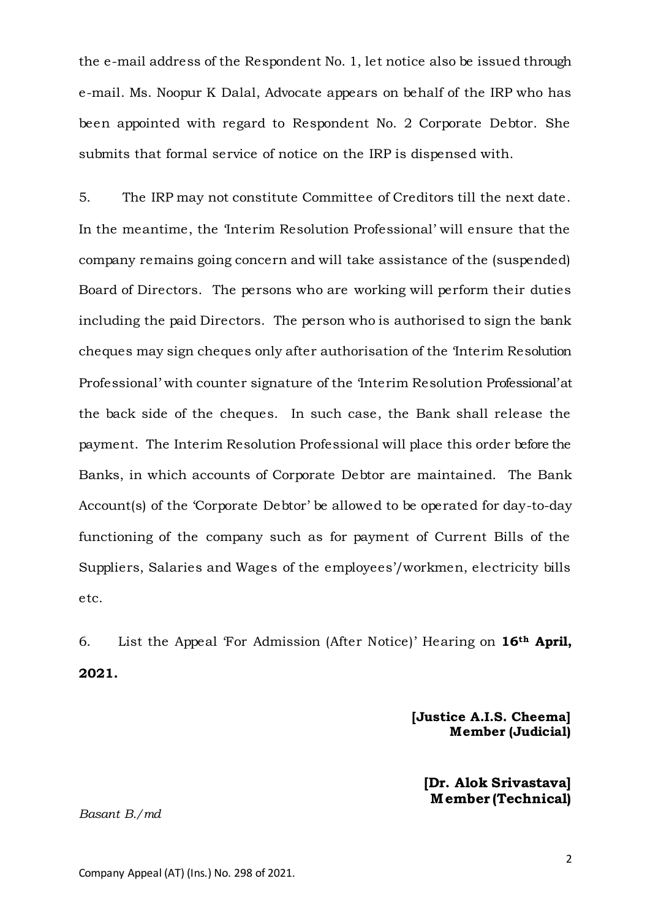the e-mail address of the Respondent No. 1, let notice also be issued through e-mail. Ms. Noopur K Dalal, Advocate appears on behalf of the IRP who has been appointed with regard to Respondent No. 2 Corporate Debtor. She submits that formal service of notice on the IRP is dispensed with.

5. The IRP may not constitute Committee of Creditors till the next date. In the meantime, the 'Interim Resolution Professional' will ensure that the company remains going concern and will take assistance of the (suspended) Board of Directors. The persons who are working will perform their duties including the paid Directors. The person who is authorised to sign the bank cheques may sign cheques only after authorisation of the 'Interim Resolution Professional' with counter signature of the 'Interim Resolution Professional' at the back side of the cheques. In such case, the Bank shall release the payment. The Interim Resolution Professional will place this order before the Banks, in which accounts of Corporate Debtor are maintained. The Bank Account(s) of the 'Corporate Debtor' be allowed to be operated for day-to-day functioning of the company such as for payment of Current Bills of the Suppliers, Salaries and Wages of the employees'/workmen, electricity bills etc.

6. List the Appeal 'For Admission (After Notice)' Hearing on **16th April, 2021.**

**[Justice A.I.S. Cheema]**
**Member (Judicial)**

**[Dr. Alok Srivastava]**
**Member (Technical)**

*Basant B./md*

Company Appeal (AT) (Ins.) No. 298 of 2021.